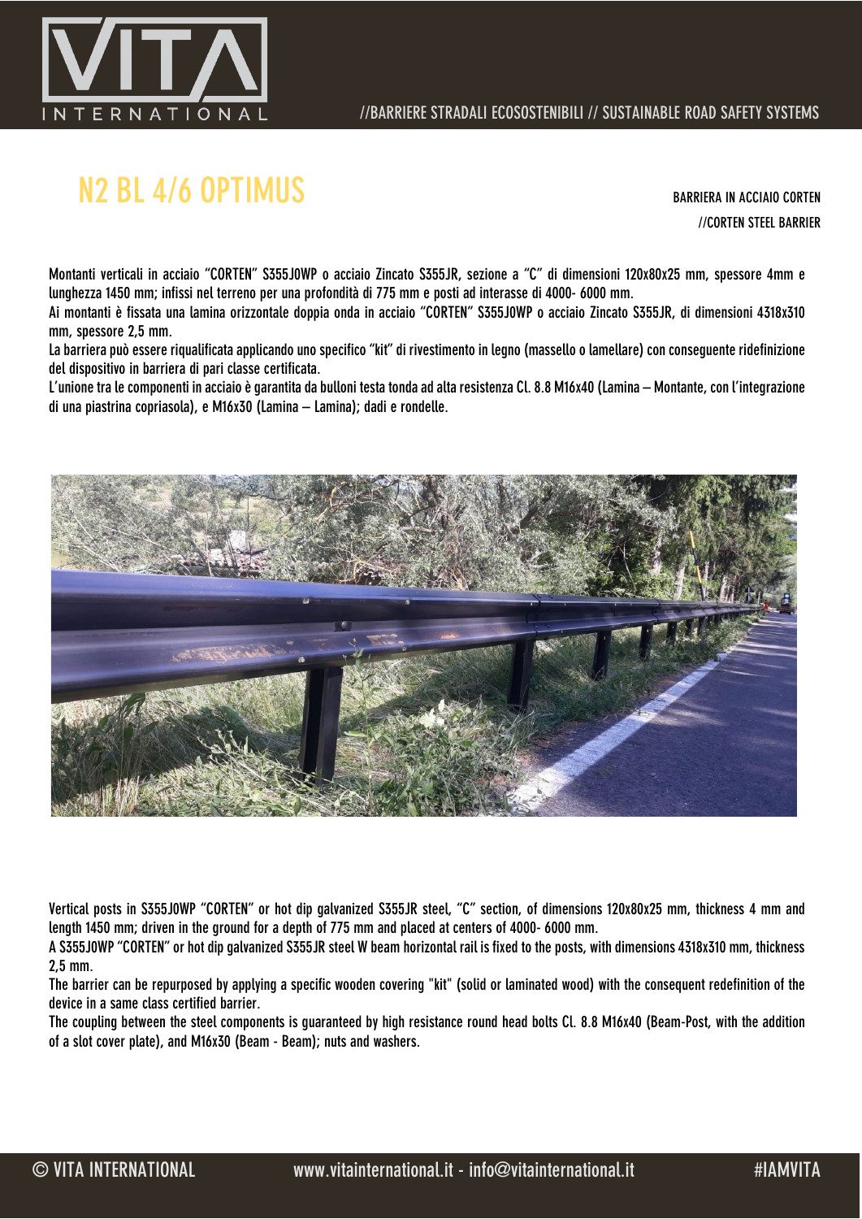# N2 BL 4/6 OPTIMUS

BARRIERA IN ACCIAIO CORTEN
//CORTEN STEEL BARRIER

Montanti verticali in acciaio "CORTEN" S355J0WP o acciaio Zincato S355JR, sezione a "C" di dimensioni 120x80x25 mm, spessore 4mm e lunghezza 1450 mm; infissi nel terreno per una profondità di 775 mm e posti ad interasse di 4000- 6000 mm.
Ai montanti è fissata una lamina orizzontale doppia onda in acciaio "CORTEN" S355J0WP o acciaio Zincato S355JR, di dimensioni 4318x310 mm, spessore 2,5 mm.
La barriera può essere riqualificata applicando uno specifico "kit" di rivestimento in legno (massello o lamellare) con conseguente ridefinizione del dispositivo in barriera di pari classe certificata.
L'unione tra le componenti in acciaio è garantita da bulloni testa tonda ad alta resistenza Cl. 8.8 M16x40 (Lamina – Montante, con l'integrazione di una piastrina copriasola), e M16x30 (Lamina – Lamina); dadi e rondelle.

Vertical posts in S355J0WP "CORTEN" or hot dip galvanized S355JR steel, "C" section, of dimensions 120x80x25 mm, thickness 4 mm and length 1450 mm; driven in the ground for a depth of 775 mm and placed at centers of 4000- 6000 mm.
A S355J0WP "CORTEN" or hot dip galvanized S355JR steel W beam horizontal rail is fixed to the posts, with dimensions 4318x310 mm, thickness 2,5 mm.
The barrier can be repurposed by applying a specific wooden covering "kit" (solid or laminated wood) with the consequent redefinition of the device in a same class certified barrier.
The coupling between the steel components is guaranteed by high resistance round head bolts Cl. 8.8 M16x40 (Beam-Post, with the addition of a slot cover plate), and M16x30 (Beam - Beam); nuts and washers.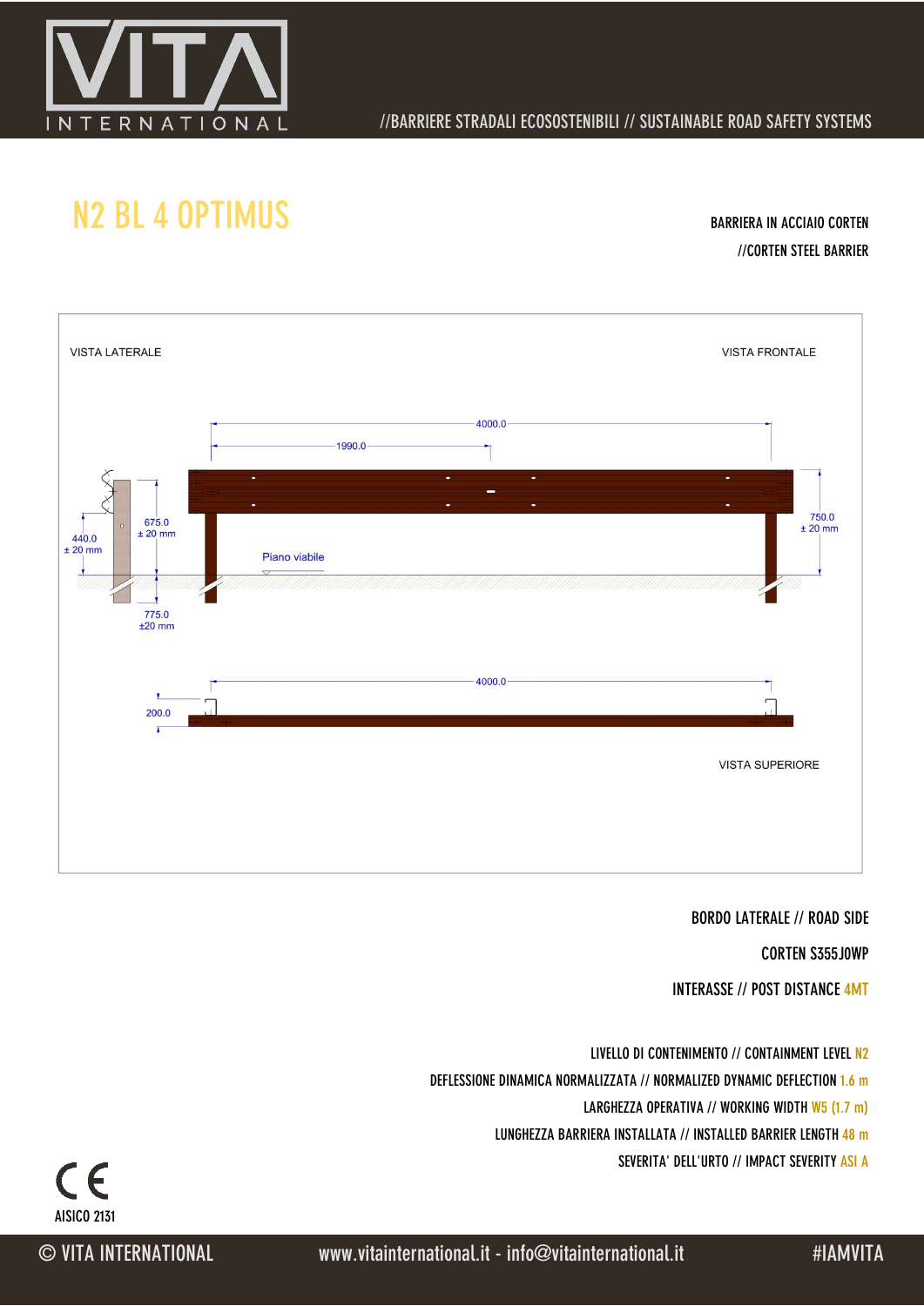# N2 BL 4 OPTIMUS

BARRIERA IN ACCIAIO CORTEN
//CORTEN STEEL BARRIER

VISTA LATERALE

VISTA FRONTALE

4000.0

1990.0

675.0
± 20 mm

440.0
± 20 mm

750.0
± 20 mm

Piano viabile

775.0
±20 mm

4000.0

200.0

VISTA SUPERIORE

BORDO LATERALE // ROAD SIDE

CORTEN S355J0WP

INTERASSE // POST DISTANCE 4MT

LIVELLO DI CONTENIMENTO // CONTAINMENT LEVEL N2

DEFLESSIONE DINAMICA NORMALIZZATA // NORMALIZED DYNAMIC DEFLECTION 1.6 m

LARGHEZZA OPERATIVA // WORKING WIDTH W5 (1.7 m)

LUNGHEZZA BARRIERA INSTALLATA // INSTALLED BARRIER LENGTH 48 m

SEVERITA' DELL'URTO // IMPACT SEVERITY ASI A

CE
AISICO 2131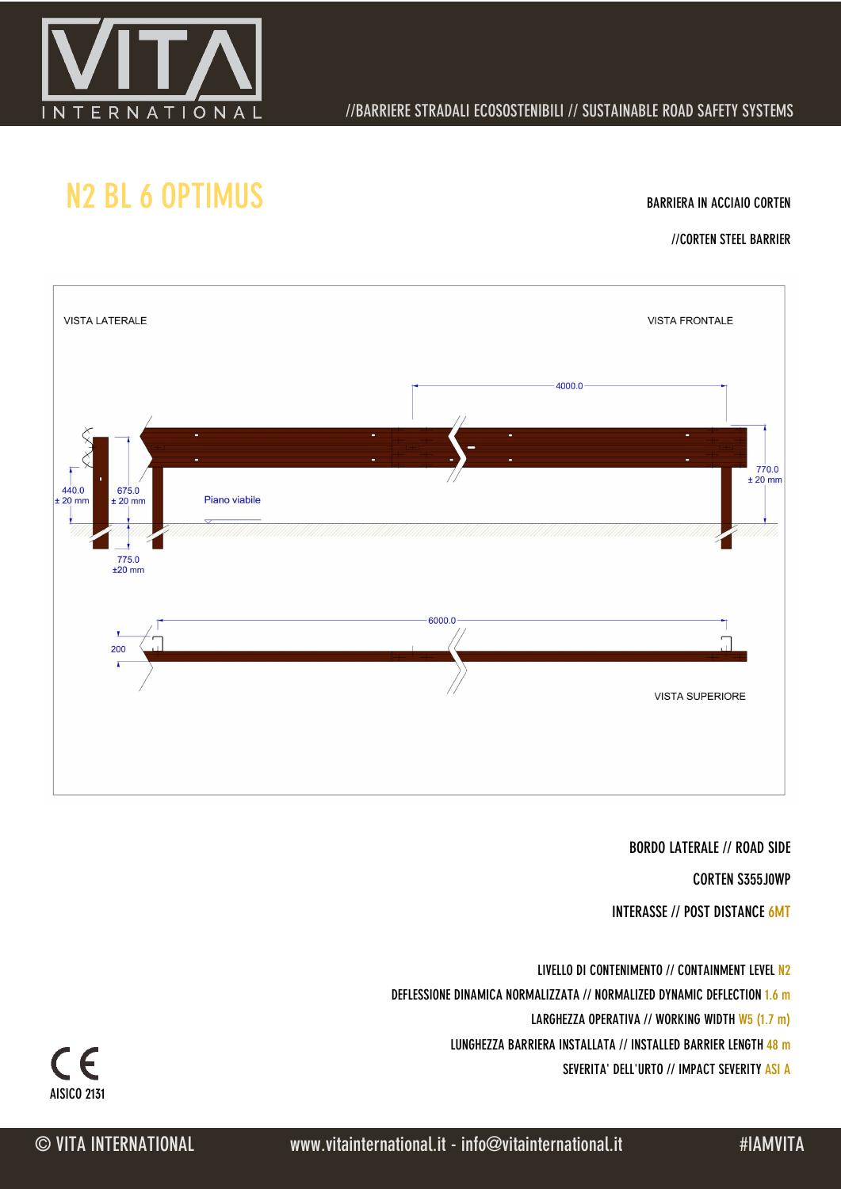//BARRIERE STRADALI ECOSOSTENIBILI // SUSTAINABLE ROAD SAFETY SYSTEMS

# N2 BL 6 OPTIMUS

BARRIERA IN ACCIAIO CORTEN

//CORTEN STEEL BARRIER

VISTA LATERALE

VISTA FRONTALE

4000.0

770.0
± 20 mm

440.0
± 20 mm

675.0
± 20 mm

Piano viabile

775.0
±20 mm

6000.0

200

VISTA SUPERIORE

BORDO LATERALE // ROAD SIDE

CORTEN S355J0WP

INTERASSE // POST DISTANCE 6MT

LIVELLO DI CONTENIMENTO // CONTAINMENT LEVEL N2

DEFLESSIONE DINAMICA NORMALIZZATA // NORMALIZED DYNAMIC DEFLECTION 1.6 m

LARGHEZZA OPERATIVA // WORKING WIDTH W5 (1.7 m)

LUNGHEZZA BARRIERA INSTALLATA // INSTALLED BARRIER LENGTH 48 m

SEVERITA' DELL'URTO // IMPACT SEVERITY ASI A

CE

AISICO 2131

© VITA INTERNATIONAL www.vitainternational.it - info@vitainternational.it #IAMVITA